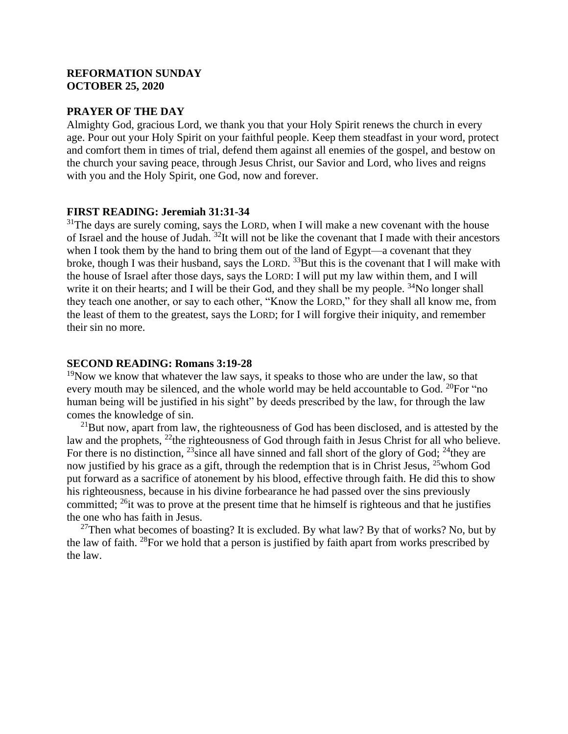**REFORMATION SUNDAY**
**OCTOBER 25, 2020**

**PRAYER OF THE DAY**

Almighty God, gracious Lord, we thank you that your Holy Spirit renews the church in every age. Pour out your Holy Spirit on your faithful people. Keep them steadfast in your word, protect and comfort them in times of trial, defend them against all enemies of the gospel, and bestow on the church your saving peace, through Jesus Christ, our Savior and Lord, who lives and reigns with you and the Holy Spirit, one God, now and forever.

**FIRST READING: Jeremiah 31:31-34**

[31]The days are surely coming, says the LORD, when I will make a new covenant with the house of Israel and the house of Judah. [32]It will not be like the covenant that I made with their ancestors when I took them by the hand to bring them out of the land of Egypt—a covenant that they broke, though I was their husband, says the LORD. [33]But this is the covenant that I will make with the house of Israel after those days, says the LORD: I will put my law within them, and I will write it on their hearts; and I will be their God, and they shall be my people. [34]No longer shall they teach one another, or say to each other, "Know the LORD," for they shall all know me, from the least of them to the greatest, says the LORD; for I will forgive their iniquity, and remember their sin no more.

**SECOND READING: Romans 3:19-28**

[19]Now we know that whatever the law says, it speaks to those who are under the law, so that every mouth may be silenced, and the whole world may be held accountable to God. [20]For "no human being will be justified in his sight" by deeds prescribed by the law, for through the law comes the knowledge of sin.

[21]But now, apart from law, the righteousness of God has been disclosed, and is attested by the law and the prophets, [22]the righteousness of God through faith in Jesus Christ for all who believe. For there is no distinction, [23]since all have sinned and fall short of the glory of God; [24]they are now justified by his grace as a gift, through the redemption that is in Christ Jesus, [25]whom God put forward as a sacrifice of atonement by his blood, effective through faith. He did this to show his righteousness, because in his divine forbearance he had passed over the sins previously committed; [26]it was to prove at the present time that he himself is righteous and that he justifies the one who has faith in Jesus.

[27]Then what becomes of boasting? It is excluded. By what law? By that of works? No, but by the law of faith. [28]For we hold that a person is justified by faith apart from works prescribed by the law.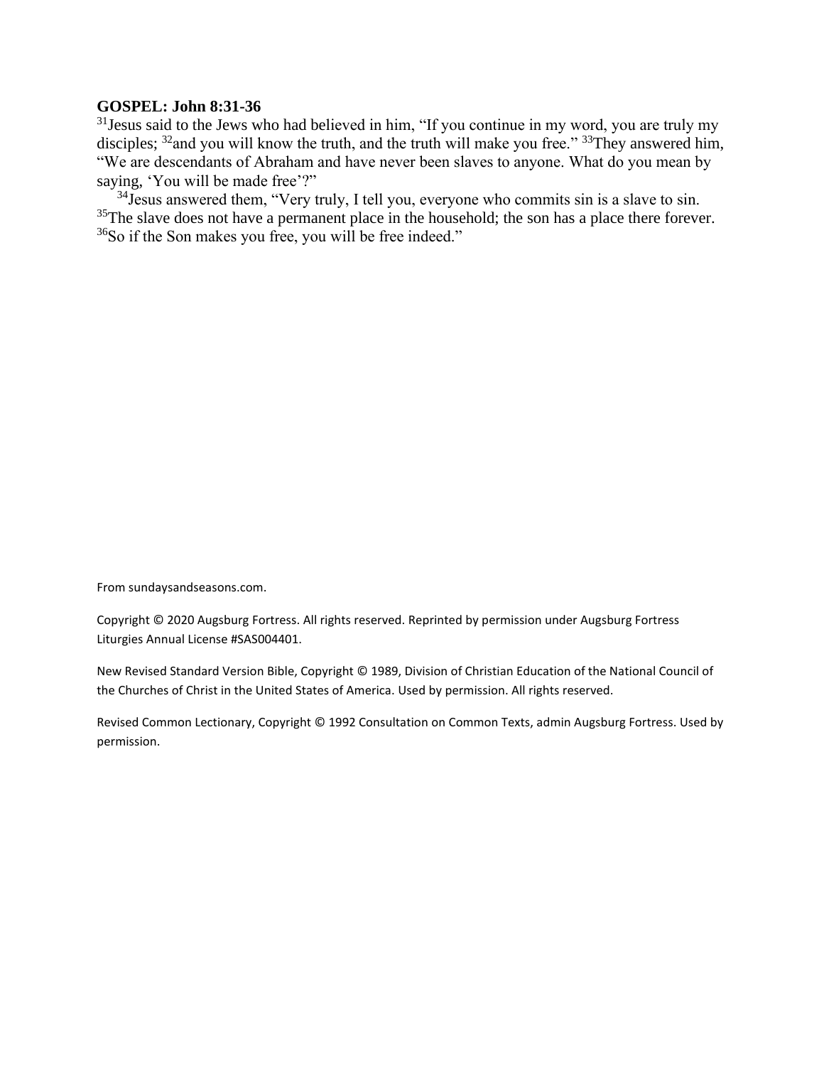**GOSPEL: John 8:31-36**

[31]Jesus said to the Jews who had believed in him, "If you continue in my word, you are truly my disciples; [32]and you will know the truth, and the truth will make you free." [33]They answered him, "We are descendants of Abraham and have never been slaves to anyone. What do you mean by saying, 'You will be made free'?"

[34]Jesus answered them, "Very truly, I tell you, everyone who commits sin is a slave to sin. [35]The slave does not have a permanent place in the household; the son has a place there forever. [36]So if the Son makes you free, you will be free indeed."

From sundaysandseasons.com.

Copyright © 2020 Augsburg Fortress. All rights reserved. Reprinted by permission under Augsburg Fortress Liturgies Annual License #SAS004401.

New Revised Standard Version Bible, Copyright © 1989, Division of Christian Education of the National Council of the Churches of Christ in the United States of America. Used by permission. All rights reserved.

Revised Common Lectionary, Copyright © 1992 Consultation on Common Texts, admin Augsburg Fortress. Used by permission.